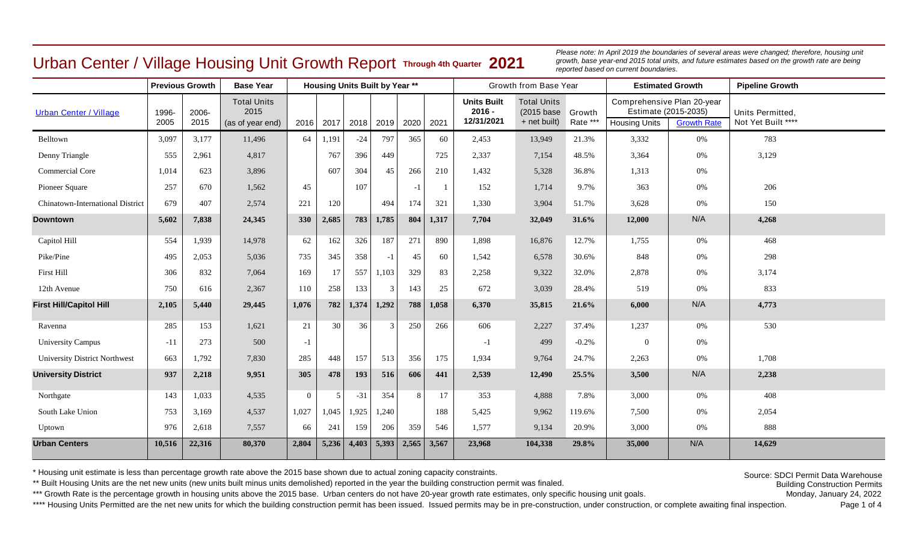# Urban Center / Village Housing Unit Growth Report Through 4th Quarter 2021

*Please note: In April 2019 the boundaries of several areas were changed; therefore, housing unit growth, base year-end 2015 total units, and future estimates based on the growth rate are being reported based on current boundaries.*

| | Previous Growth | | Base Year | Housing Units Built by Year ** | | | | | | Growth from Base Year | | | Estimated Growth | | Pipeline Growth |
|---|---|---|---|---|---|---|---|---|---|---|---|---|---|---|---|
| Urban Center / Village | 1996-2005 | 2006-2015 | Total Units 2015 (as of year end) | 2016 | 2017 | 2018 | 2019 | 2020 | 2021 | Units Built 2016 - 12/31/2021 | Total Units (2015 base + net built) | Growth Rate *** | Comprehensive Plan 20-year Estimate (2015-2035) Housing Units | Growth Rate | Units Permitted, Not Yet Built **** |
| Belltown | 3,097 | 3,177 | 11,496 | 64 | 1,191 | -24 | 797 | 365 | 60 | 2,453 | 13,949 | 21.3% | 3,332 | 0% | 783 |
| Denny Triangle | 555 | 2,961 | 4,817 | | 767 | 396 | 449 | | 725 | 2,337 | 7,154 | 48.5% | 3,364 | 0% | 3,129 |
| Commercial Core | 1,014 | 623 | 3,896 | | 607 | 304 | 45 | 266 | 210 | 1,432 | 5,328 | 36.8% | 1,313 | 0% | |
| Pioneer Square | 257 | 670 | 1,562 | 45 | | 107 | | -1 | 1 | 152 | 1,714 | 9.7% | 363 | 0% | 206 |
| Chinatown-International District | 679 | 407 | 2,574 | 221 | 120 | | 494 | 174 | 321 | 1,330 | 3,904 | 51.7% | 3,628 | 0% | 150 |
| **Downtown** | **5,602** | **7,838** | **24,345** | **330** | **2,685** | **783** | **1,785** | **804** | **1,317** | **7,704** | **32,049** | **31.6%** | **12,000** | N/A | **4,268** |
| Capitol Hill | 554 | 1,939 | 14,978 | 62 | 162 | 326 | 187 | 271 | 890 | 1,898 | 16,876 | 12.7% | 1,755 | 0% | 468 |
| Pike/Pine | 495 | 2,053 | 5,036 | 735 | 345 | 358 | -1 | 45 | 60 | 1,542 | 6,578 | 30.6% | 848 | 0% | 298 |
| First Hill | 306 | 832 | 7,064 | 169 | 17 | 557 | 1,103 | 329 | 83 | 2,258 | 9,322 | 32.0% | 2,878 | 0% | 3,174 |
| 12th Avenue | 750 | 616 | 2,367 | 110 | 258 | 133 | 3 | 143 | 25 | 672 | 3,039 | 28.4% | 519 | 0% | 833 |
| **First Hill/Capitol Hill** | **2,105** | **5,440** | **29,445** | **1,076** | **782** | **1,374** | **1,292** | **788** | **1,058** | **6,370** | **35,815** | **21.6%** | **6,000** | N/A | **4,773** |
| Ravenna | 285 | 153 | 1,621 | 21 | 30 | 36 | 3 | 250 | 266 | 606 | 2,227 | 37.4% | 1,237 | 0% | 530 |
| University Campus | -11 | 273 | 500 | -1 | | | | | | -1 | 499 | -0.2% | 0 | 0% | |
| University District Northwest | 663 | 1,792 | 7,830 | 285 | 448 | 157 | 513 | 356 | 175 | 1,934 | 9,764 | 24.7% | 2,263 | 0% | 1,708 |
| **University District** | **937** | **2,218** | **9,951** | **305** | **478** | **193** | **516** | **606** | **441** | **2,539** | **12,490** | **25.5%** | **3,500** | N/A | **2,238** |
| Northgate | 143 | 1,033 | 4,535 | 0 | 5 | -31 | 354 | 8 | 17 | 353 | 4,888 | 7.8% | 3,000 | 0% | 408 |
| South Lake Union | 753 | 3,169 | 4,537 | 1,027 | 1,045 | 1,925 | 1,240 | | 188 | 5,425 | 9,962 | 119.6% | 7,500 | 0% | 2,054 |
| Uptown | 976 | 2,618 | 7,557 | 66 | 241 | 159 | 206 | 359 | 546 | 1,577 | 9,134 | 20.9% | 3,000 | 0% | 888 |
| **Urban Centers** | **10,516** | **22,316** | **80,370** | **2,804** | **5,236** | **4,403** | **5,393** | **2,565** | **3,567** | **23,968** | **104,338** | **29.8%** | **35,000** | N/A | **14,629** |

\* Housing unit estimate is less than percentage growth rate above the 2015 base shown due to actual zoning capacity constraints.

\*\* Built Housing Units are the net new units (new units built minus units demolished) reported in the year the building construction permit was finaled.

\*\*\* Growth Rate is the percentage growth in housing units above the 2015 base. Urban centers do not have 20-year growth rate estimates, only specific housing unit goals.

\*\*\*\* Housing Units Permitted are the net new units for which the building construction permit has been issued. Issued permits may be in pre-construction, under construction, or complete awaiting final inspection.

Source: SDCI Permit Data Warehouse
Building Construction Permits
Monday, January 24, 2022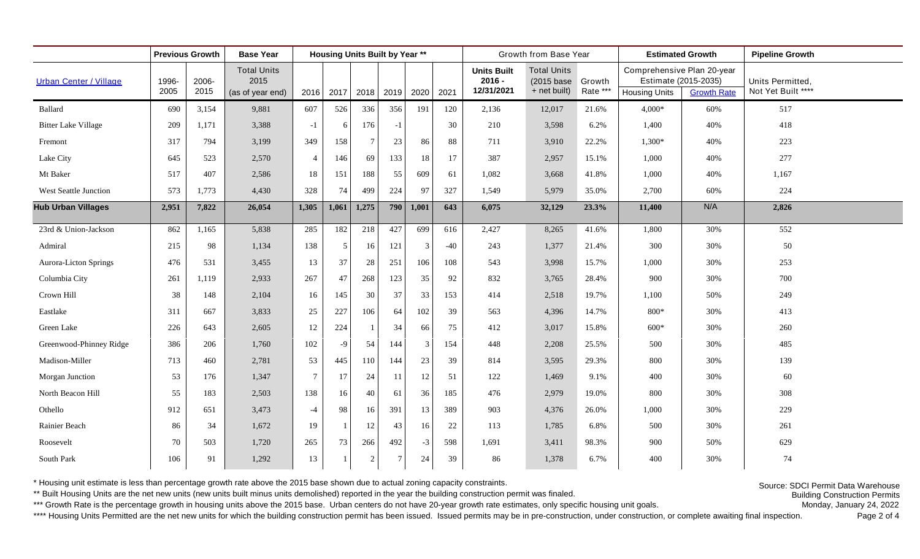| | Previous Growth | | Base Year | Housing Units Built by Year ** | | | | | | Growth from Base Year | | | Estimated Growth | | Pipeline Growth |
|---|---|---|---|---|---|---|---|---|---|---|---|---|---|---|---|
| Urban Center / Village | 1996-2005 | 2006-2015 | Total Units 2015 (as of year end) | 2016 | 2017 | 2018 | 2019 | 2020 | 2021 | Units Built 2016 - 12/31/2021 | Total Units (2015 base + net built) | Growth Rate *** | Comprehensive Plan 20-year Estimate (2015-2035) Housing Units | Growth Rate | Units Permitted, Not Yet Built **** |
| Ballard | 690 | 3,154 | 9,881 | 607 | 526 | 336 | 356 | 191 | 120 | 2,136 | 12,017 | 21.6% | 4,000* | 60% | 517 |
| Bitter Lake Village | 209 | 1,171 | 3,388 | -1 | 6 | 176 | -1 | | 30 | 210 | 3,598 | 6.2% | 1,400 | 40% | 418 |
| Fremont | 317 | 794 | 3,199 | 349 | 158 | 7 | 23 | 86 | 88 | 711 | 3,910 | 22.2% | 1,300* | 40% | 223 |
| Lake City | 645 | 523 | 2,570 | 4 | 146 | 69 | 133 | 18 | 17 | 387 | 2,957 | 15.1% | 1,000 | 40% | 277 |
| Mt Baker | 517 | 407 | 2,586 | 18 | 151 | 188 | 55 | 609 | 61 | 1,082 | 3,668 | 41.8% | 1,000 | 40% | 1,167 |
| West Seattle Junction | 573 | 1,773 | 4,430 | 328 | 74 | 499 | 224 | 97 | 327 | 1,549 | 5,979 | 35.0% | 2,700 | 60% | 224 |
| **Hub Urban Villages** | **2,951** | **7,822** | **26,054** | **1,305** | **1,061** | **1,275** | **790** | **1,001** | **643** | **6,075** | **32,129** | **23.3%** | **11,400** | N/A | **2,826** |
| 23rd & Union-Jackson | 862 | 1,165 | 5,838 | 285 | 182 | 218 | 427 | 699 | 616 | 2,427 | 8,265 | 41.6% | 1,800 | 30% | 552 |
| Admiral | 215 | 98 | 1,134 | 138 | 5 | 16 | 121 | 3 | -40 | 243 | 1,377 | 21.4% | 300 | 30% | 50 |
| Aurora-Licton Springs | 476 | 531 | 3,455 | 13 | 37 | 28 | 251 | 106 | 108 | 543 | 3,998 | 15.7% | 1,000 | 30% | 253 |
| Columbia City | 261 | 1,119 | 2,933 | 267 | 47 | 268 | 123 | 35 | 92 | 832 | 3,765 | 28.4% | 900 | 30% | 700 |
| Crown Hill | 38 | 148 | 2,104 | 16 | 145 | 30 | 37 | 33 | 153 | 414 | 2,518 | 19.7% | 1,100 | 50% | 249 |
| Eastlake | 311 | 667 | 3,833 | 25 | 227 | 106 | 64 | 102 | 39 | 563 | 4,396 | 14.7% | 800* | 30% | 413 |
| Green Lake | 226 | 643 | 2,605 | 12 | 224 | 1 | 34 | 66 | 75 | 412 | 3,017 | 15.8% | 600* | 30% | 260 |
| Greenwood-Phinney Ridge | 386 | 206 | 1,760 | 102 | -9 | 54 | 144 | 3 | 154 | 448 | 2,208 | 25.5% | 500 | 30% | 485 |
| Madison-Miller | 713 | 460 | 2,781 | 53 | 445 | 110 | 144 | 23 | 39 | 814 | 3,595 | 29.3% | 800 | 30% | 139 |
| Morgan Junction | 53 | 176 | 1,347 | 7 | 17 | 24 | 11 | 12 | 51 | 122 | 1,469 | 9.1% | 400 | 30% | 60 |
| North Beacon Hill | 55 | 183 | 2,503 | 138 | 16 | 40 | 61 | 36 | 185 | 476 | 2,979 | 19.0% | 800 | 30% | 308 |
| Othello | 912 | 651 | 3,473 | -4 | 98 | 16 | 391 | 13 | 389 | 903 | 4,376 | 26.0% | 1,000 | 30% | 229 |
| Rainier Beach | 86 | 34 | 1,672 | 19 | 1 | 12 | 43 | 16 | 22 | 113 | 1,785 | 6.8% | 500 | 30% | 261 |
| Roosevelt | 70 | 503 | 1,720 | 265 | 73 | 266 | 492 | -3 | 598 | 1,691 | 3,411 | 98.3% | 900 | 50% | 629 |
| South Park | 106 | 91 | 1,292 | 13 | 1 | 2 | 7 | 24 | 39 | 86 | 1,378 | 6.7% | 400 | 30% | 74 |

* Housing unit estimate is less than percentage growth rate above the 2015 base shown due to actual zoning capacity constraints.

** Built Housing Units are the net new units (new units built minus units demolished) reported in the year the building construction permit was finaled.

*** Growth Rate is the percentage growth in housing units above the 2015 base. Urban centers do not have 20-year growth rate estimates, only specific housing unit goals.

**** Housing Units Permitted are the net new units for which the building construction permit has been issued. Issued permits may be in pre-construction, under construction, or complete awaiting final inspection.

Source: SDCI Permit Data Warehouse
Building Construction Permits
Monday, January 24, 2022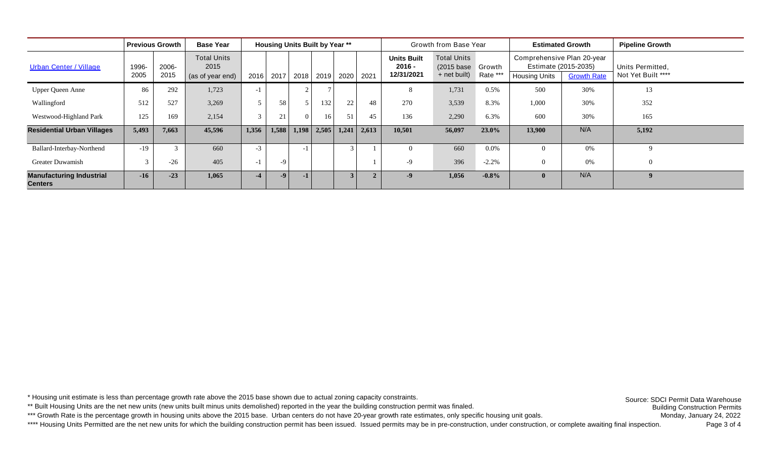| | Previous Growth | | Base Year | Housing Units Built by Year ** | | | | | | Growth from Base Year | | | Estimated Growth | | Pipeline Growth |
|---|---|---|---|---|---|---|---|---|---|---|---|---|---|---|---|
| | | | | | | | | | | | | | Comprehensive Plan 20-year Estimate (2015-2035) | | |
| Urban Center / Village | 1996-2005 | 2006-2015 | Total Units 2015 (as of year end) | 2016 | 2017 | 2018 | 2019 | 2020 | 2021 | Units Built 2016 - 12/31/2021 | Total Units (2015 base + net built) | Growth Rate *** | Housing Units | Growth Rate | Units Permitted, Not Yet Built **** |
| Upper Queen Anne | 86 | 292 | 1,723 | -1 | | 2 | 7 | | | 8 | 1,731 | 0.5% | 500 | 30% | 13 |
| Wallingford | 512 | 527 | 3,269 | 5 | 58 | 5 | 132 | 22 | 48 | 270 | 3,539 | 8.3% | 1,000 | 30% | 352 |
| Westwood-Highland Park | 125 | 169 | 2,154 | 3 | 21 | 0 | 16 | 51 | 45 | 136 | 2,290 | 6.3% | 600 | 30% | 165 |
| **Residential Urban Villages** | **5,493** | **7,663** | **45,596** | **1,356** | **1,588** | **1,198** | **2,505** | **1,241** | **2,613** | **10,501** | **56,097** | **23.0%** | **13,900** | N/A | **5,192** |
| Ballard-Interbay-Northend | -19 | 3 | 660 | -3 | | -1 | | 3 | 1 | 0 | 660 | 0.0% | 0 | 0% | 9 |
| Greater Duwamish | 3 | -26 | 405 | -1 | -9 | | | | 1 | -9 | 396 | -2.2% | 0 | 0% | 0 |
| **Manufacturing Industrial Centers** | **-16** | **-23** | **1,065** | **-4** | **-9** | **-1** | | **3** | **2** | **-9** | **1,056** | **-0.8%** | **0** | N/A | **9** |

* Housing unit estimate is less than percentage growth rate above the 2015 base shown due to actual zoning capacity constraints.

** Built Housing Units are the net new units (new units built minus units demolished) reported in the year the building construction permit was finaled.

*** Growth Rate is the percentage growth in housing units above the 2015 base. Urban centers do not have 20-year growth rate estimates, only specific housing unit goals.

**** Housing Units Permitted are the net new units for which the building construction permit has been issued. Issued permits may be in pre-construction, under construction, or complete awaiting final inspection.

Source: SDCI Permit Data Warehouse
Building Construction Permits
Monday, January 24, 2022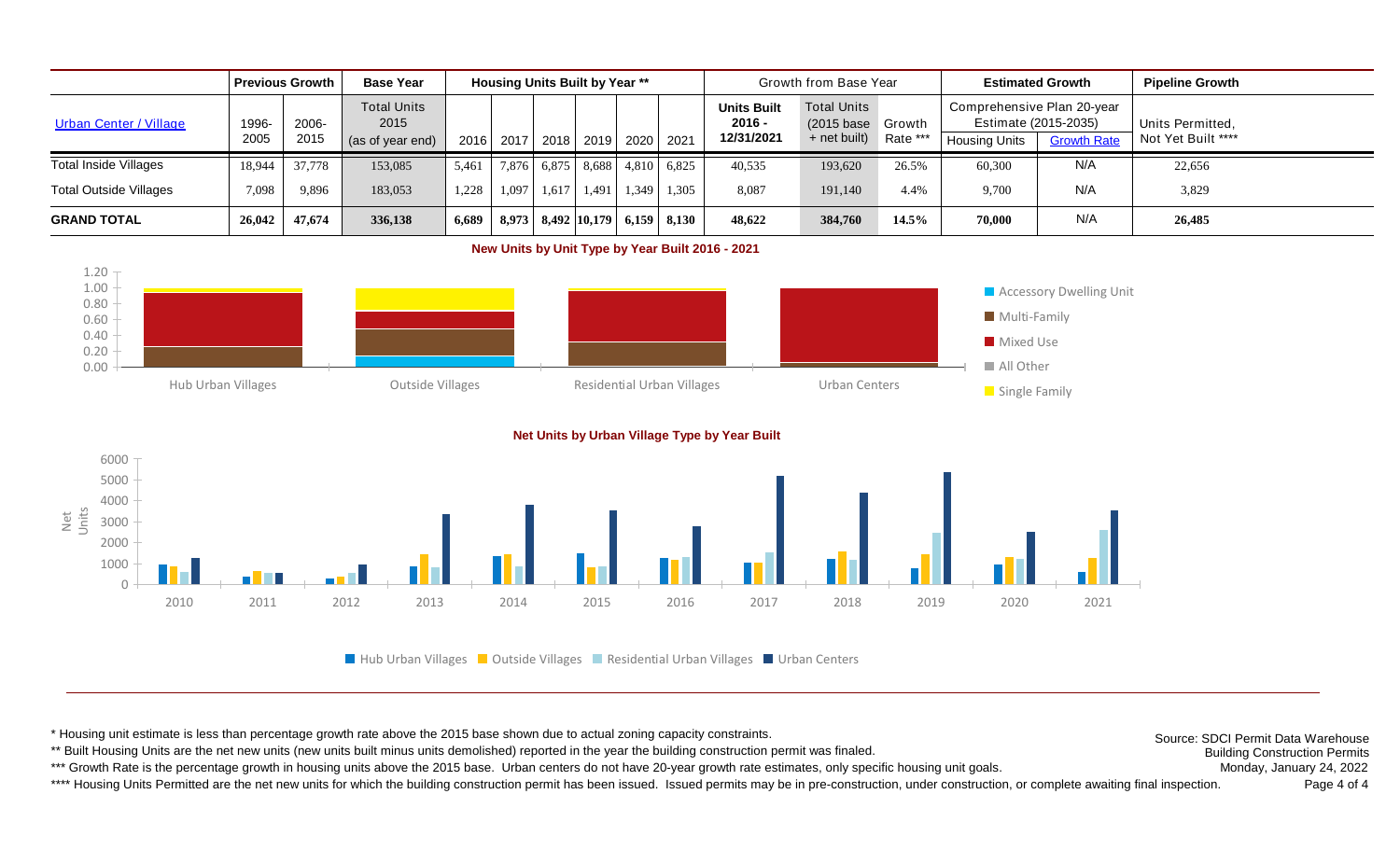| Urban Center / Village | Previous Growth | | Base Year | Housing Units Built by Year ** | | | | | | Growth from Base Year | | | Estimated Growth | | Pipeline Growth |
|---|---|---|---|---|---|---|---|---|---|---|---|---|---|---|---|
| | 1996-2005 | 2006-2015 | Total Units 2015 (as of year end) | 2016 | 2017 | 2018 | 2019 | 2020 | 2021 | Units Built 2016 - 12/31/2021 | Total Units (2015 base + net built) | Growth Rate *** | Comprehensive Plan 20-year Estimate (2015-2035) Housing Units | Growth Rate | Units Permitted, Not Yet Built **** |
| Total Inside Villages | 18,944 | 37,778 | 153,085 | 5,461 | 7,876 | 6,875 | 8,688 | 4,810 | 6,825 | 40,535 | 193,620 | 26.5% | 60,300 | N/A | 22,656 |
| Total Outside Villages | 7,098 | 9,896 | 183,053 | 1,228 | 1,097 | 1,617 | 1,491 | 1,349 | 1,305 | 8,087 | 191,140 | 4.4% | 9,700 | N/A | 3,829 |
| **GRAND TOTAL** | **26,042** | **47,674** | **336,138** | **6,689** | **8,973** | **8,492** | **10,179** | **6,159** | **8,130** | **48,622** | **384,760** | **14.5%** | **70,000** | N/A | **26,485** |

**New Units by Unit Type by Year Built 2016 - 2021**

1.20
1.00
0.80
0.60
0.40
0.20
0.00

Hub Urban Villages
Outside Villages
Residential Urban Villages
Urban Centers

Accessory Dwelling Unit
Multi-Family
Mixed Use
All Other
Single Family

**Net Units by Urban Village Type by Year Built**

Net Units

6000
5000
4000
3000
2000
1000
0

2010
2011
2012
2013
2014
2015
2016
2017
2018
2019
2020
2021

Hub Urban Villages
Outside Villages
Residential Urban Villages
Urban Centers

* Housing unit estimate is less than percentage growth rate above the 2015 base shown due to actual zoning capacity constraints.

** Built Housing Units are the net new units (new units built minus units demolished) reported in the year the building construction permit was finaled.

*** Growth Rate is the percentage growth in housing units above the 2015 base. Urban centers do not have 20-year growth rate estimates, only specific housing unit goals.

**** Housing Units Permitted are the net new units for which the building construction permit has been issued. Issued permits may be in pre-construction, under construction, or complete awaiting final inspection.

Source: SDCI Permit Data Warehouse
Building Construction Permits
Monday, January 24, 2022